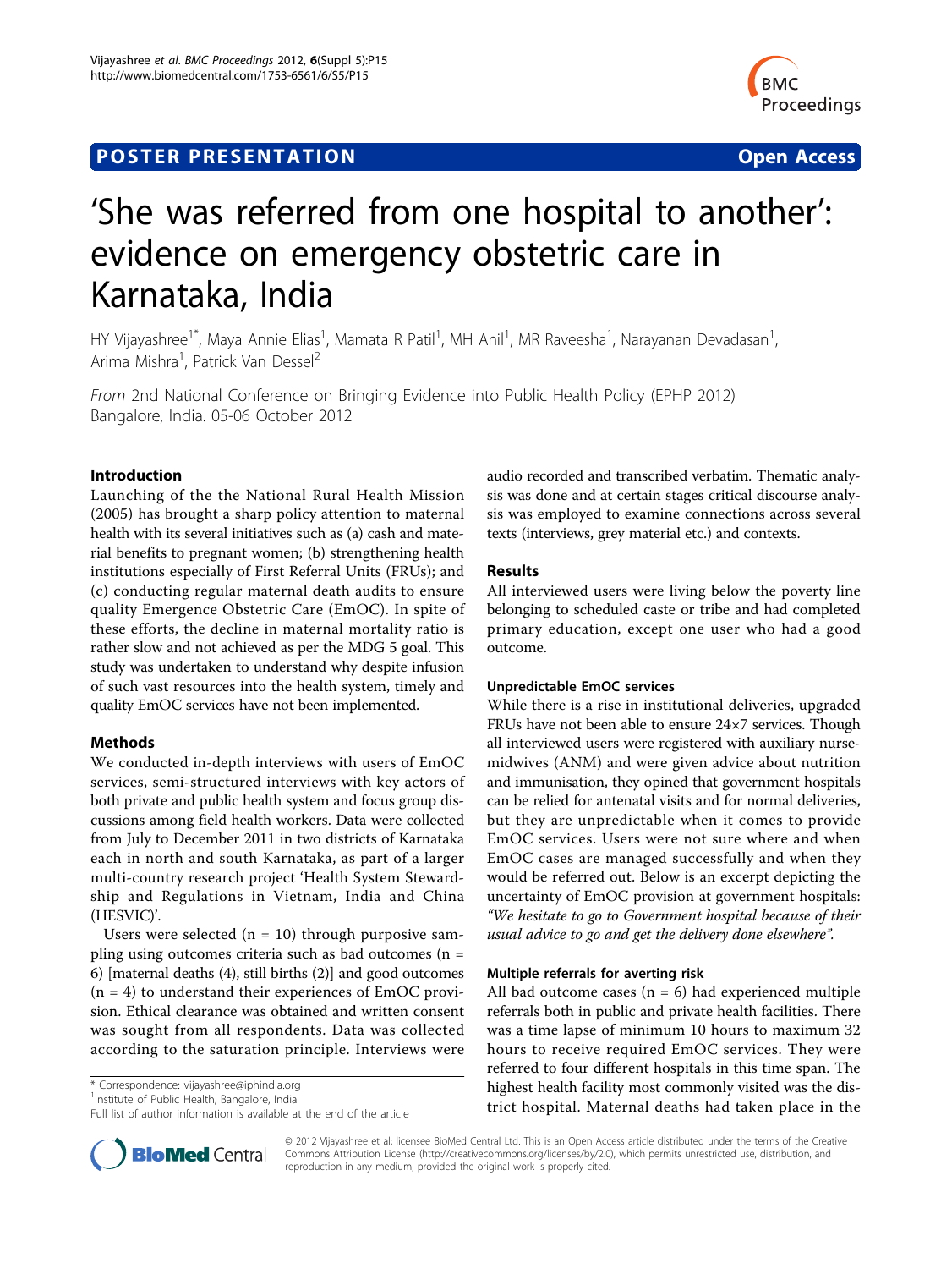POSTER PRESENTATION Open Access

# 'She was referred from one hospital to another': evidence on emergency obstetric care in Karnataka, India

HY Vijayashree[1*], Maya Annie Elias[1], Mamata R Patil[1], MH Anil[1], MR Raveesha[1], Narayanan Devadasan[1], Arima Mishra[1], Patrick Van Dessel[2]

*From* 2nd National Conference on Bringing Evidence into Public Health Policy (EPHP 2012)
Bangalore, India. 05-06 October 2012

## Introduction

Launching of the the National Rural Health Mission (2005) has brought a sharp policy attention to maternal health with its several initiatives such as (a) cash and material benefits to pregnant women; (b) strengthening health institutions especially of First Referral Units (FRUs); and (c) conducting regular maternal death audits to ensure quality Emergence Obstetric Care (EmOC). In spite of these efforts, the decline in maternal mortality ratio is rather slow and not achieved as per the MDG 5 goal. This study was undertaken to understand why despite infusion of such vast resources into the health system, timely and quality EmOC services have not been implemented.

## Methods

We conducted in-depth interviews with users of EmOC services, semi-structured interviews with key actors of both private and public health system and focus group discussions among field health workers. Data were collected from July to December 2011 in two districts of Karnataka each in north and south Karnataka, as part of a larger multi-country research project 'Health System Stewardship and Regulations in Vietnam, India and China (HESVIC)'.

Users were selected (n = 10) through purposive sampling using outcomes criteria such as bad outcomes (n = 6) [maternal deaths (4), still births (2)] and good outcomes (n = 4) to understand their experiences of EmOC provision. Ethical clearance was obtained and written consent was sought from all respondents. Data was collected according to the saturation principle. Interviews were audio recorded and transcribed verbatim. Thematic analysis was done and at certain stages critical discourse analysis was employed to examine connections across several texts (interviews, grey material etc.) and contexts.

## Results

All interviewed users were living below the poverty line belonging to scheduled caste or tribe and had completed primary education, except one user who had a good outcome.

### Unpredictable EmOC services

While there is a rise in institutional deliveries, upgraded FRUs have not been able to ensure 24×7 services. Though all interviewed users were registered with auxiliary nurse-midwives (ANM) and were given advice about nutrition and immunisation, they opined that government hospitals can be relied for antenatal visits and for normal deliveries, but they are unpredictable when it comes to provide EmOC services. Users were not sure where and when EmOC cases are managed successfully and when they would be referred out. Below is an excerpt depicting the uncertainty of EmOC provision at government hospitals: *"We hesitate to go to Government hospital because of their usual advice to go and get the delivery done elsewhere".*

### Multiple referrals for averting risk

All bad outcome cases (n = 6) had experienced multiple referrals both in public and private health facilities. There was a time lapse of minimum 10 hours to maximum 32 hours to receive required EmOC services. They were referred to four different hospitals in this time span. The highest health facility most commonly visited was the district hospital. Maternal deaths had taken place in the

\* Correspondence: vijayashree@iphindia.org
[1]Institute of Public Health, Bangalore, India
Full list of author information is available at the end of the article

© 2012 Vijayashree et al; licensee BioMed Central Ltd. This is an Open Access article distributed under the terms of the Creative Commons Attribution License (http://creativecommons.org/licenses/by/2.0), which permits unrestricted use, distribution, and reproduction in any medium, provided the original work is properly cited.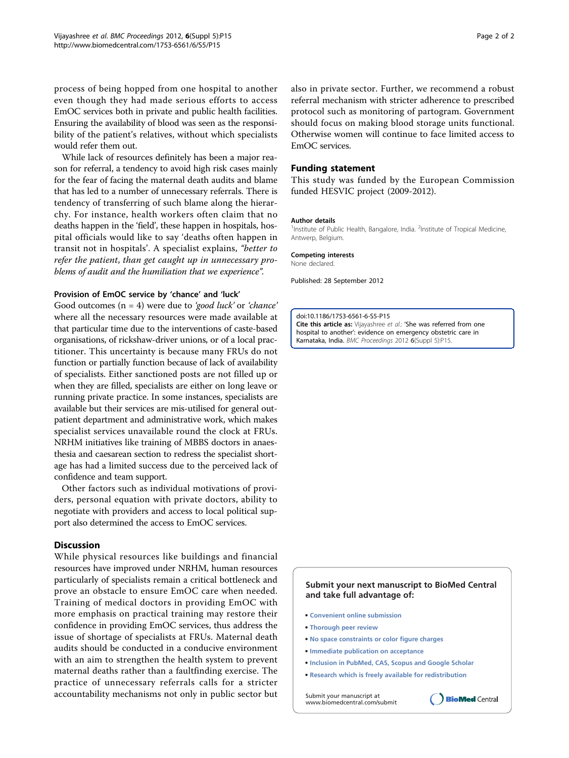process of being hopped from one hospital to another even though they had made serious efforts to access EmOC services both in private and public health facilities. Ensuring the availability of blood was seen as the responsibility of the patient's relatives, without which specialists would refer them out.

While lack of resources definitely has been a major reason for referral, a tendency to avoid high risk cases mainly for the fear of facing the maternal death audits and blame that has led to a number of unnecessary referrals. There is tendency of transferring of such blame along the hierarchy. For instance, health workers often claim that no deaths happen in the 'field', these happen in hospitals, hospital officials would like to say 'deaths often happen in transit not in hospitals'. A specialist explains, *"better to refer the patient, than get caught up in unnecessary problems of audit and the humiliation that we experience"*.

#### Provision of EmOC service by 'chance' and 'luck'

Good outcomes (n = 4) were due to *'good luck'* or *'chance'* where all the necessary resources were made available at that particular time due to the interventions of caste-based organisations, of rickshaw-driver unions, or of a local practitioner. This uncertainty is because many FRUs do not function or partially function because of lack of availability of specialists. Either sanctioned posts are not filled up or when they are filled, specialists are either on long leave or running private practice. In some instances, specialists are available but their services are mis-utilised for general outpatient department and administrative work, which makes specialist services unavailable round the clock at FRUs. NRHM initiatives like training of MBBS doctors in anaesthesia and caesarean section to redress the specialist shortage has had a limited success due to the perceived lack of confidence and team support.

Other factors such as individual motivations of providers, personal equation with private doctors, ability to negotiate with providers and access to local political support also determined the access to EmOC services.

## Discussion

While physical resources like buildings and financial resources have improved under NRHM, human resources particularly of specialists remain a critical bottleneck and prove an obstacle to ensure EmOC care when needed. Training of medical doctors in providing EmOC with more emphasis on practical training may restore their confidence in providing EmOC services, thus address the issue of shortage of specialists at FRUs. Maternal death audits should be conducted in a conducive environment with an aim to strengthen the health system to prevent maternal deaths rather than a faultfinding exercise. The practice of unnecessary referrals calls for a stricter accountability mechanisms not only in public sector but also in private sector. Further, we recommend a robust referral mechanism with stricter adherence to prescribed protocol such as monitoring of partogram. Government should focus on making blood storage units functional. Otherwise women will continue to face limited access to EmOC services.

## Funding statement

This study was funded by the European Commission funded HESVIC project (2009-2012).

#### Author details

[1]Institute of Public Health, Bangalore, India. [2]Institute of Tropical Medicine, Antwerp, Belgium.

#### Competing interests

None declared.

Published: 28 September 2012

doi:10.1186/1753-6561-6-S5-P15

**Cite this article as:** Vijayashree *et al.*: 'She was referred from one hospital to another': evidence on emergency obstetric care in Karnataka, India. *BMC Proceedings* 2012 **6**(Suppl 5):P15.

**Submit your next manuscript to BioMed Central and take full advantage of:**

- Convenient online submission
- Thorough peer review
- No space constraints or color figure charges
- Immediate publication on acceptance
- Inclusion in PubMed, CAS, Scopus and Google Scholar
- Research which is freely available for redistribution

Submit your manuscript at www.biomedcentral.com/submit

BioMed Central